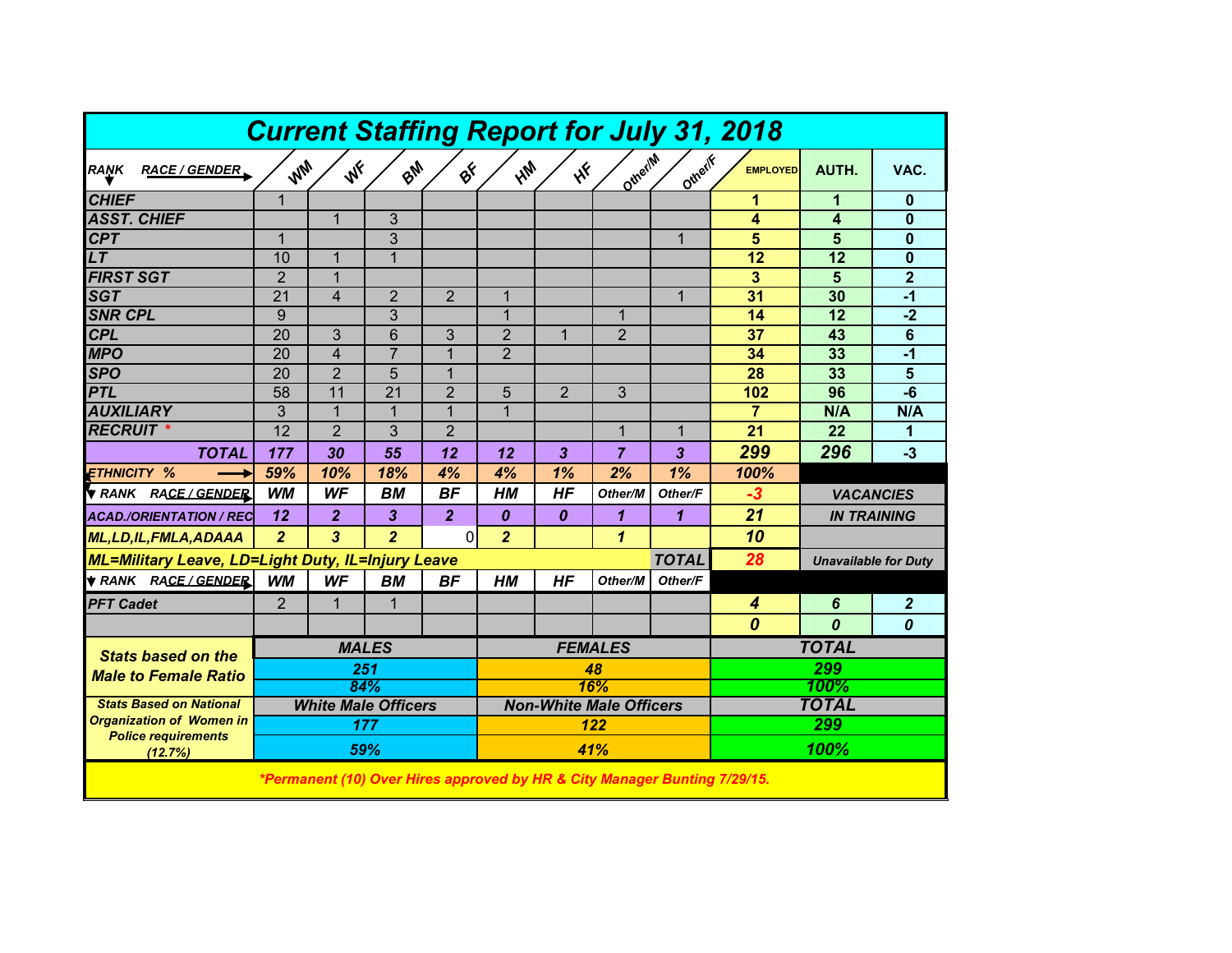# Current Staffing Report for July 31, 2018

| RANK / RACE / GENDER | WM | WF | BM | BF | HM | HF | Other/M | Other/F | EMPLOYED | AUTH. | VAC. |
|---|---|---|---|---|---|---|---|---|---|---|---|
| CHIEF | 1 | | | | | | | | 1 | 1 | 0 |
| ASST. CHIEF | | 1 | 3 | | | | | | 4 | 4 | 0 |
| CPT | 1 | | 3 | | | | | 1 | 5 | 5 | 0 |
| LT | 10 | 1 | 1 | | | | | | 12 | 12 | 0 |
| FIRST SGT | 2 | 1 | | | | | | | 3 | 5 | 2 |
| SGT | 21 | 4 | 2 | 2 | 1 | | | 1 | 31 | 30 | -1 |
| SNR CPL | 9 | | 3 | | 1 | | 1 | | 14 | 12 | -2 |
| CPL | 20 | 3 | 6 | 3 | 2 | 1 | 2 | | 37 | 43 | 6 |
| MPO | 20 | 4 | 7 | 1 | 2 | | | | 34 | 33 | -1 |
| SPO | 20 | 2 | 5 | 1 | | | | | 28 | 33 | 5 |
| PTL | 58 | 11 | 21 | 2 | 5 | 2 | 3 | | 102 | 96 | -6 |
| AUXILIARY | 3 | 1 | 1 | 1 | 1 | | | | 7 | N/A | N/A |
| RECRUIT * | 12 | 2 | 3 | 2 | | | 1 | 1 | 21 | 22 | 1 |
| **TOTAL** | **177** | **30** | **55** | **12** | **12** | **3** | **7** | **3** | **299** | **296** | -3 |
| ETHNICITY % | 59% | 10% | 18% | 4% | 4% | 1% | 2% | 1% | 100% | | |
| RANK / RACE / GENDER | WM | WF | BM | BF | HM | HF | Other/M | Other/F | -3 | VACANCIES | |
| ACAD./ORIENTATION / REC | 12 | 2 | 3 | 2 | 0 | 0 | 1 | 1 | 21 | IN TRAINING | |
| ML,LD,IL,FMLA,ADAAA | 2 | 3 | 2 | 0 | 2 | | 1 | | 10 | | |
| ML=Military Leave, LD=Light Duty, IL=Injury Leave | | | | | | | | TOTAL | 28 | Unavailable for Duty | |
| RANK / RACE / GENDER | WM | WF | BM | BF | HM | HF | Other/M | Other/F | | | |
| PFT Cadet | 2 | 1 | 1 | | | | | | 4 | 6 | 2 |
| | | | | | | | | | 0 | 0 | 0 |

| | MALES | FEMALES | TOTAL |
|---|---|---|---|
| Stats based on the Male to Female Ratio | 251 | 48 | 299 |
| | 84% | 16% | 100% |
| Stats Based on National Organization of Women in Police requirements (12.7%) | White Male Officers | Non-White Male Officers | TOTAL |
| | 177 | 122 | 299 |
| | 59% | 41% | 100% |

*Permanent (10) Over Hires approved by HR & City Manager Bunting 7/29/15.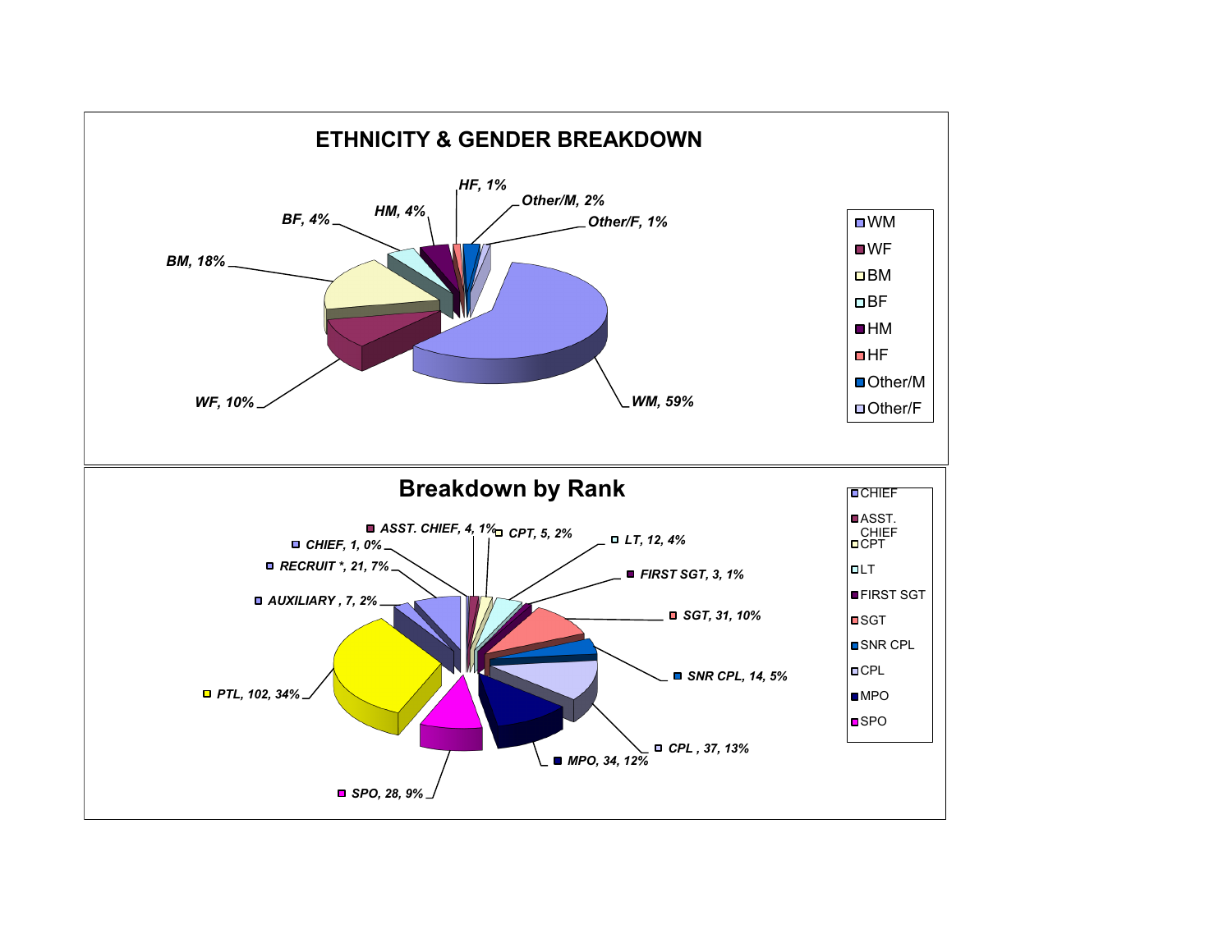## ETHNICITY & GENDER BREAKDOWN

| Category | Percentage |
| --- | --- |
| WM | 59% |
| WF | 10% |
| BM | 18% |
| BF | 4% |
| HM | 4% |
| HF | 1% |
| Other/M | 2% |
| Other/F | 1% |

## Breakdown by Rank

| Rank | Count | Percentage |
| --- | --- | --- |
| CHIEF | 1 | 0% |
| ASST. CHIEF | 4 | 1% |
| CPT | 5 | 2% |
| LT | 12 | 4% |
| FIRST SGT | 3 | 1% |
| SGT | 31 | 10% |
| SNR CPL | 14 | 5% |
| CPL | 37 | 13% |
| MPO | 34 | 12% |
| SPO | 28 | 9% |
| PTL | 102 | 34% |
| AUXILIARY | 7 | 2% |
| RECRUIT * | 21 | 7% |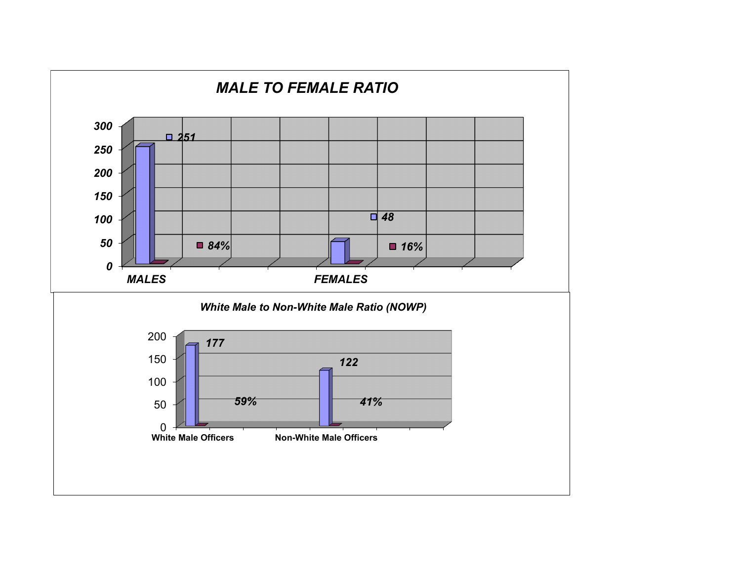**MALE TO FEMALE RATIO**

300
250
200
150
100
50
0

251
84%
48
16%

MALES
FEMALES

*White Male to Non-White Male Ratio (NOWP)*

200
150
100
50
0

177
59%
122
41%

White Male Officers
Non-White Male Officers